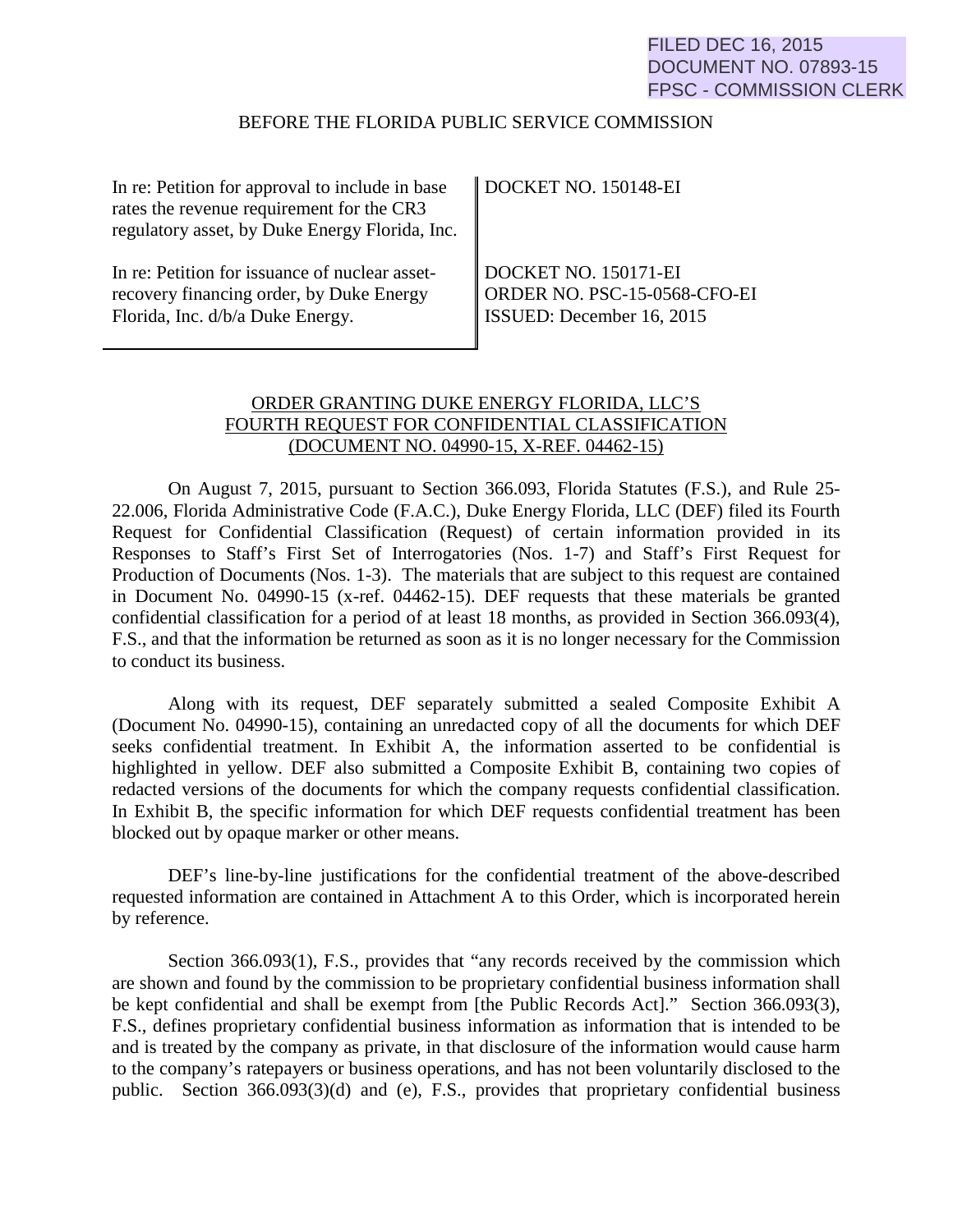FILED DEC 16, 2015
DOCUMENT NO. 07893-15
FPSC - COMMISSION CLERK

BEFORE THE FLORIDA PUBLIC SERVICE COMMISSION

| | |
|---|---|
| In re: Petition for approval to include in base rates the revenue requirement for the CR3 regulatory asset, by Duke Energy Florida, Inc. | DOCKET NO. 150148-EI |
| In re: Petition for issuance of nuclear asset-recovery financing order, by Duke Energy Florida, Inc. d/b/a Duke Energy. | DOCKET NO. 150171-EI<br>ORDER NO. PSC-15-0568-CFO-EI<br>ISSUED: December 16, 2015 |

ORDER GRANTING DUKE ENERGY FLORIDA, LLC'S FOURTH REQUEST FOR CONFIDENTIAL CLASSIFICATION (DOCUMENT NO. 04990-15, X-REF. 04462-15)

On August 7, 2015, pursuant to Section 366.093, Florida Statutes (F.S.), and Rule 25-22.006, Florida Administrative Code (F.A.C.), Duke Energy Florida, LLC (DEF) filed its Fourth Request for Confidential Classification (Request) of certain information provided in its Responses to Staff's First Set of Interrogatories (Nos. 1-7) and Staff's First Request for Production of Documents (Nos. 1-3). The materials that are subject to this request are contained in Document No. 04990-15 (x-ref. 04462-15). DEF requests that these materials be granted confidential classification for a period of at least 18 months, as provided in Section 366.093(4), F.S., and that the information be returned as soon as it is no longer necessary for the Commission to conduct its business.

Along with its request, DEF separately submitted a sealed Composite Exhibit A (Document No. 04990-15), containing an unredacted copy of all the documents for which DEF seeks confidential treatment. In Exhibit A, the information asserted to be confidential is highlighted in yellow. DEF also submitted a Composite Exhibit B, containing two copies of redacted versions of the documents for which the company requests confidential classification. In Exhibit B, the specific information for which DEF requests confidential treatment has been blocked out by opaque marker or other means.

DEF's line-by-line justifications for the confidential treatment of the above-described requested information are contained in Attachment A to this Order, which is incorporated herein by reference.

Section 366.093(1), F.S., provides that "any records received by the commission which are shown and found by the commission to be proprietary confidential business information shall be kept confidential and shall be exempt from [the Public Records Act]." Section 366.093(3), F.S., defines proprietary confidential business information as information that is intended to be and is treated by the company as private, in that disclosure of the information would cause harm to the company's ratepayers or business operations, and has not been voluntarily disclosed to the public. Section 366.093(3)(d) and (e), F.S., provides that proprietary confidential business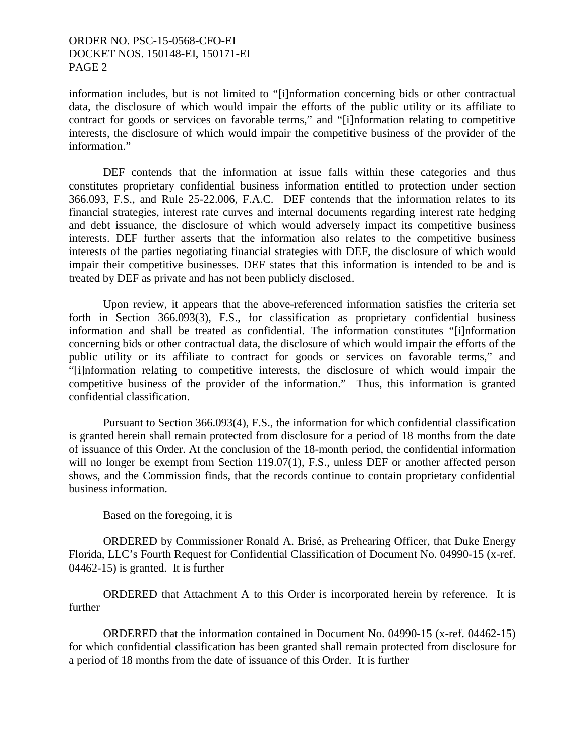information includes, but is not limited to "[i]nformation concerning bids or other contractual data, the disclosure of which would impair the efforts of the public utility or its affiliate to contract for goods or services on favorable terms," and "[i]nformation relating to competitive interests, the disclosure of which would impair the competitive business of the provider of the information."

DEF contends that the information at issue falls within these categories and thus constitutes proprietary confidential business information entitled to protection under section 366.093, F.S., and Rule 25-22.006, F.A.C. DEF contends that the information relates to its financial strategies, interest rate curves and internal documents regarding interest rate hedging and debt issuance, the disclosure of which would adversely impact its competitive business interests. DEF further asserts that the information also relates to the competitive business interests of the parties negotiating financial strategies with DEF, the disclosure of which would impair their competitive businesses. DEF states that this information is intended to be and is treated by DEF as private and has not been publicly disclosed.

Upon review, it appears that the above-referenced information satisfies the criteria set forth in Section 366.093(3), F.S., for classification as proprietary confidential business information and shall be treated as confidential. The information constitutes "[i]nformation concerning bids or other contractual data, the disclosure of which would impair the efforts of the public utility or its affiliate to contract for goods or services on favorable terms," and "[i]nformation relating to competitive interests, the disclosure of which would impair the competitive business of the provider of the information." Thus, this information is granted confidential classification.

Pursuant to Section 366.093(4), F.S., the information for which confidential classification is granted herein shall remain protected from disclosure for a period of 18 months from the date of issuance of this Order. At the conclusion of the 18-month period, the confidential information will no longer be exempt from Section 119.07(1), F.S., unless DEF or another affected person shows, and the Commission finds, that the records continue to contain proprietary confidential business information.

Based on the foregoing, it is

ORDERED by Commissioner Ronald A. Brisé, as Prehearing Officer, that Duke Energy Florida, LLC's Fourth Request for Confidential Classification of Document No. 04990-15 (x-ref. 04462-15) is granted. It is further

ORDERED that Attachment A to this Order is incorporated herein by reference. It is further

ORDERED that the information contained in Document No. 04990-15 (x-ref. 04462-15) for which confidential classification has been granted shall remain protected from disclosure for a period of 18 months from the date of issuance of this Order. It is further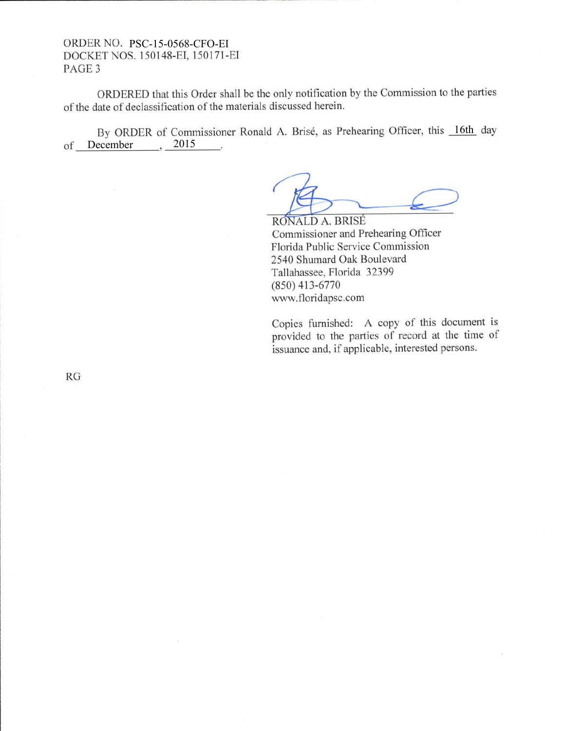ORDER NO. PSC-15-0568-CFO-EI
DOCKET NOS. 150148-EI, 150171-EI

ORDERED that this Order shall be the only notification by the Commission to the parties of the date of declassification of the materials discussed herein.

By ORDER of Commissioner Ronald A. Brisé, as Prehearing Officer, this 16th day of December, 2015.

RONALD A. BRISÉ
Commissioner and Prehearing Officer
Florida Public Service Commission
2540 Shumard Oak Boulevard
Tallahassee, Florida 32399
(850) 413-6770
www.floridapsc.com

Copies furnished: A copy of this document is provided to the parties of record at the time of issuance and, if applicable, interested persons.

RG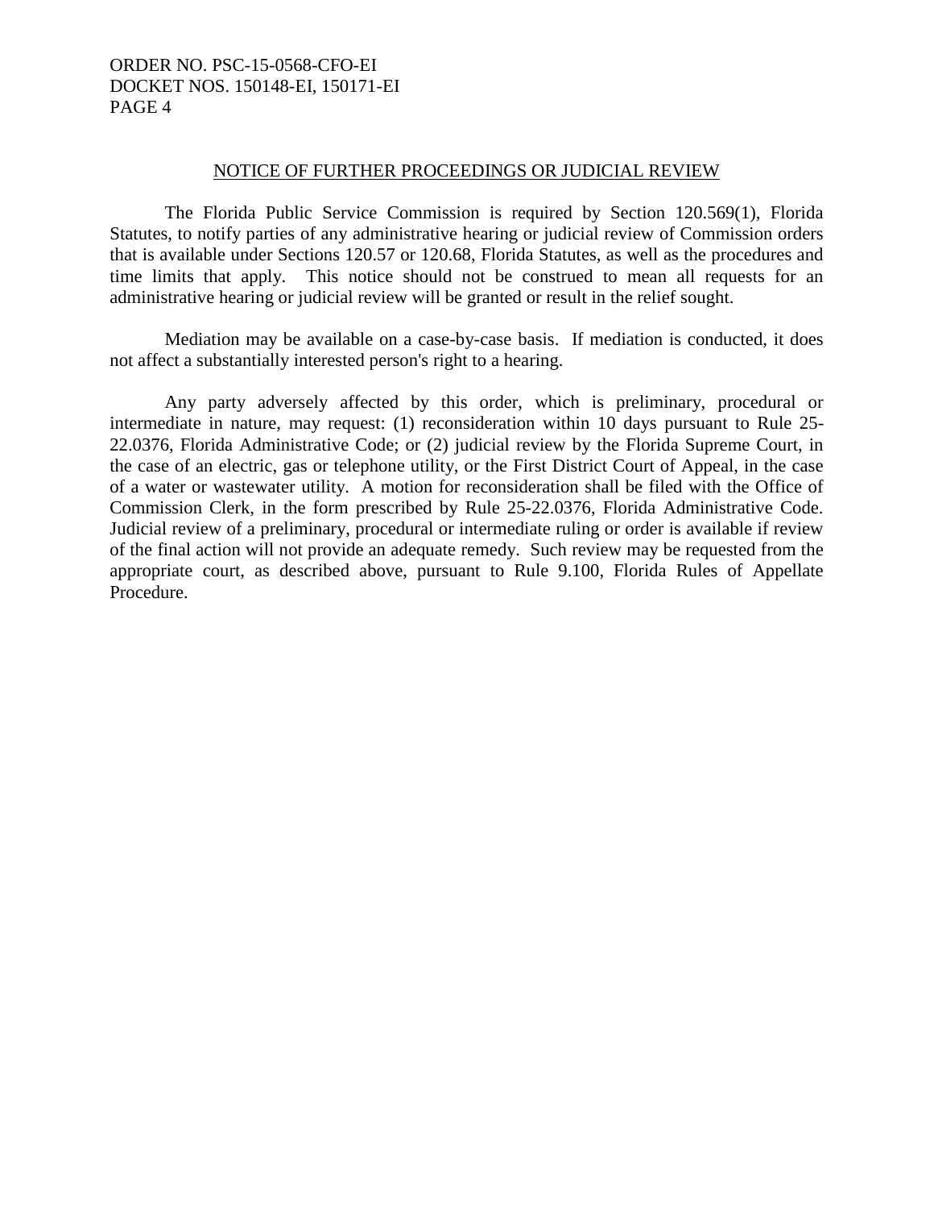## NOTICE OF FURTHER PROCEEDINGS OR JUDICIAL REVIEW

The Florida Public Service Commission is required by Section 120.569(1), Florida Statutes, to notify parties of any administrative hearing or judicial review of Commission orders that is available under Sections 120.57 or 120.68, Florida Statutes, as well as the procedures and time limits that apply. This notice should not be construed to mean all requests for an administrative hearing or judicial review will be granted or result in the relief sought.

Mediation may be available on a case-by-case basis. If mediation is conducted, it does not affect a substantially interested person's right to a hearing.

Any party adversely affected by this order, which is preliminary, procedural or intermediate in nature, may request: (1) reconsideration within 10 days pursuant to Rule 25-22.0376, Florida Administrative Code; or (2) judicial review by the Florida Supreme Court, in the case of an electric, gas or telephone utility, or the First District Court of Appeal, in the case of a water or wastewater utility. A motion for reconsideration shall be filed with the Office of Commission Clerk, in the form prescribed by Rule 25-22.0376, Florida Administrative Code. Judicial review of a preliminary, procedural or intermediate ruling or order is available if review of the final action will not provide an adequate remedy. Such review may be requested from the appropriate court, as described above, pursuant to Rule 9.100, Florida Rules of Appellate Procedure.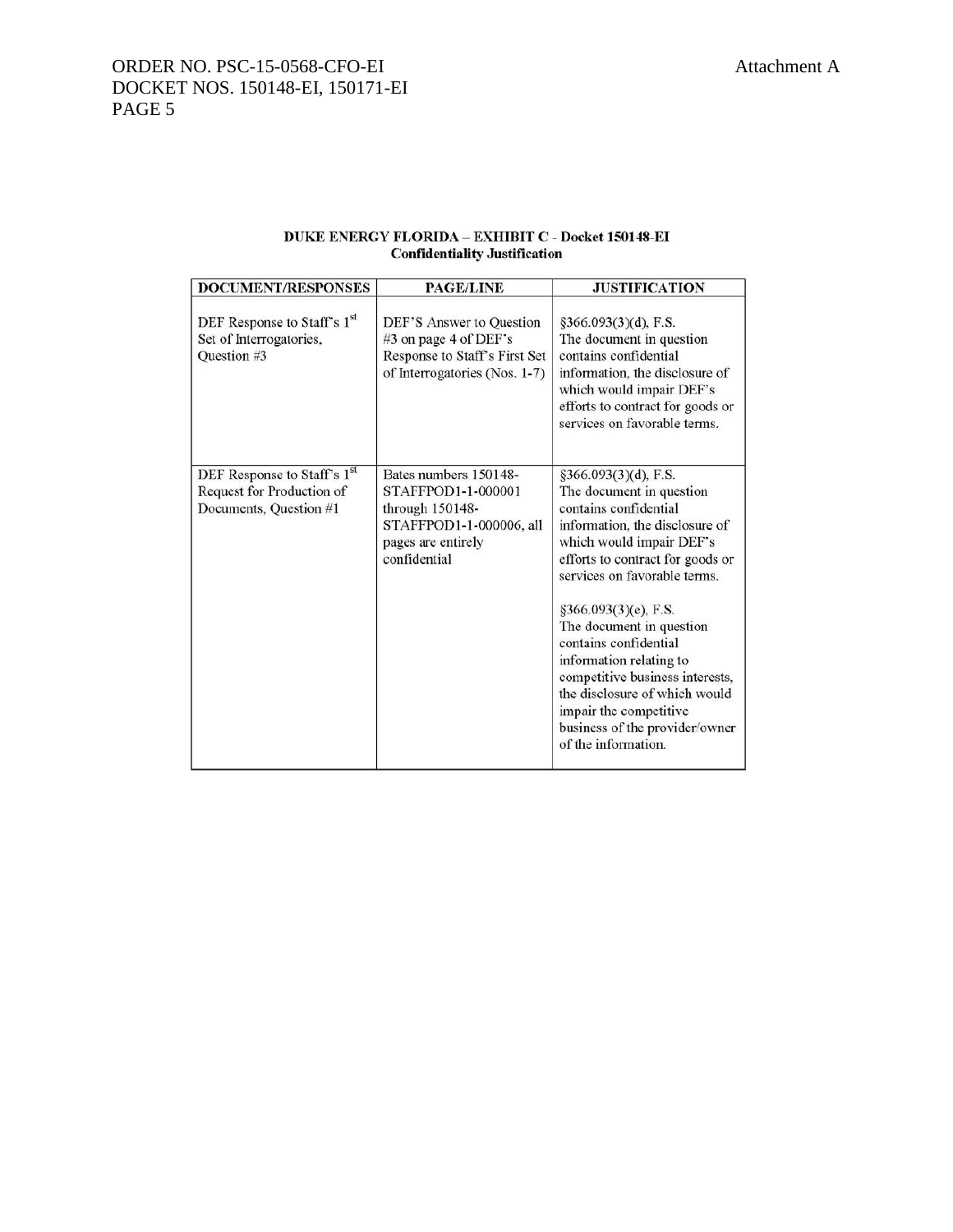**DUKE ENERGY FLORIDA – EXHIBIT C - Docket 150148-EI**
**Confidentiality Justification**

| DOCUMENT/RESPONSES | PAGE/LINE | JUSTIFICATION |
|---|---|---|
| DEF Response to Staff's 1st Set of Interrogatories, Question #3 | DEF'S Answer to Question #3 on page 4 of DEF's Response to Staff's First Set of Interrogatories (Nos. 1-7) | §366.093(3)(d), F.S. The document in question contains confidential information, the disclosure of which would impair DEF's efforts to contract for goods or services on favorable terms. |
| DEF Response to Staff's 1st Request for Production of Documents, Question #1 | Bates numbers 150148-STAFFPOD1-1-000001 through 150148-STAFFPOD1-1-000006, all pages are entirely confidential | §366.093(3)(d), F.S. The document in question contains confidential information, the disclosure of which would impair DEF's efforts to contract for goods or services on favorable terms.<br><br>§366.093(3)(e), F.S. The document in question contains confidential information relating to competitive business interests, the disclosure of which would impair the competitive business of the provider/owner of the information. |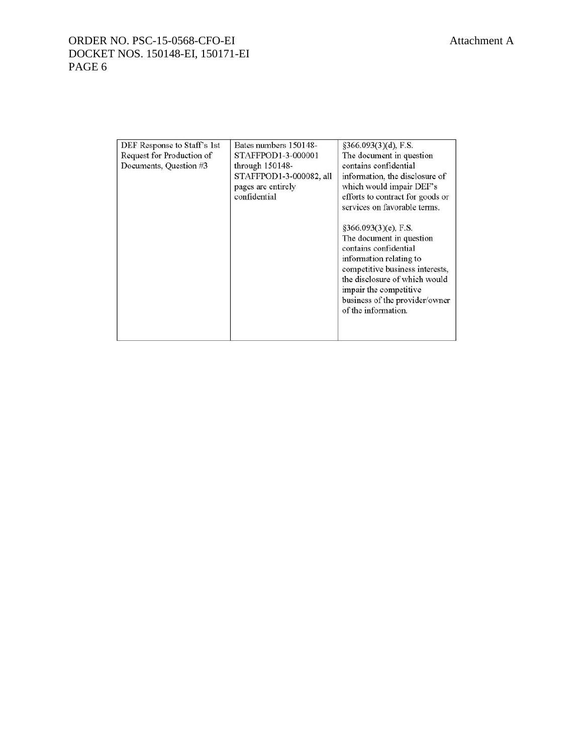| | | |
|---|---|---|
| DEF Response to Staff's 1st Request for Production of Documents, Question #3 | Bates numbers 150148-STAFFPOD1-3-000001 through 150148-STAFFPOD1-3-000082, all pages are entirely confidential | §366.093(3)(d), F.S. The document in question contains confidential information, the disclosure of which would impair DEF's efforts to contract for goods or services on favorable terms.<br><br>§366.093(3)(e), F.S. The document in question contains confidential information relating to competitive business interests, the disclosure of which would impair the competitive business of the provider/owner of the information. |